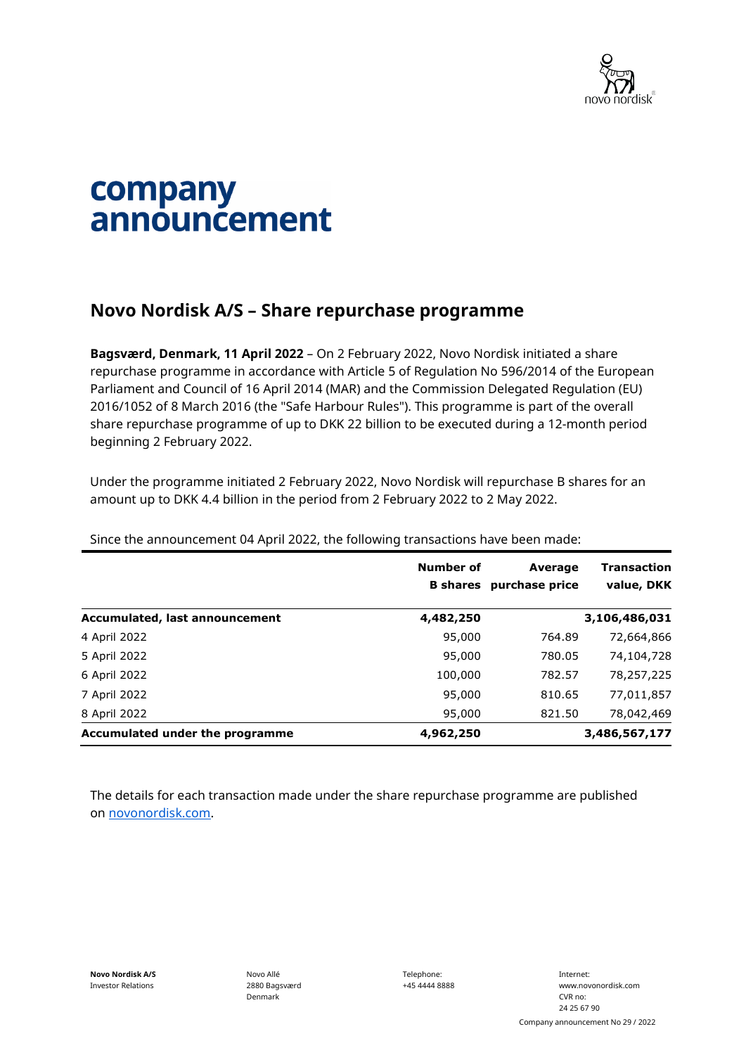# company announcement

## Novo Nordisk A/S – Share repurchase programme

**Bagsværd, Denmark, 11 April 2022** – On 2 February 2022, Novo Nordisk initiated a share repurchase programme in accordance with Article 5 of Regulation No 596/2014 of the European Parliament and Council of 16 April 2014 (MAR) and the Commission Delegated Regulation (EU) 2016/1052 of 8 March 2016 (the "Safe Harbour Rules"). This programme is part of the overall share repurchase programme of up to DKK 22 billion to be executed during a 12-month period beginning 2 February 2022.

Under the programme initiated 2 February 2022, Novo Nordisk will repurchase B shares for an amount up to DKK 4.4 billion in the period from 2 February 2022 to 2 May 2022.

Since the announcement 04 April 2022, the following transactions have been made:

| | Number of B shares | Average purchase price | Transaction value, DKK |
|---|---|---|---|
| **Accumulated, last announcement** | **4,482,250** | | **3,106,486,031** |
| 4 April 2022 | 95,000 | 764.89 | 72,664,866 |
| 5 April 2022 | 95,000 | 780.05 | 74,104,728 |
| 6 April 2022 | 100,000 | 782.57 | 78,257,225 |
| 7 April 2022 | 95,000 | 810.65 | 77,011,857 |
| 8 April 2022 | 95,000 | 821.50 | 78,042,469 |
| **Accumulated under the programme** | **4,962,250** | | **3,486,567,177** |

The details for each transaction made under the share repurchase programme are published on novonordisk.com.

**Novo Nordisk A/S**
Investor Relations

Novo Allé
2880 Bagsværd
Denmark

Telephone:
+45 4444 8888

Internet:
www.novonordisk.com
CVR no:
24 25 67 90

Company announcement No 29 / 2022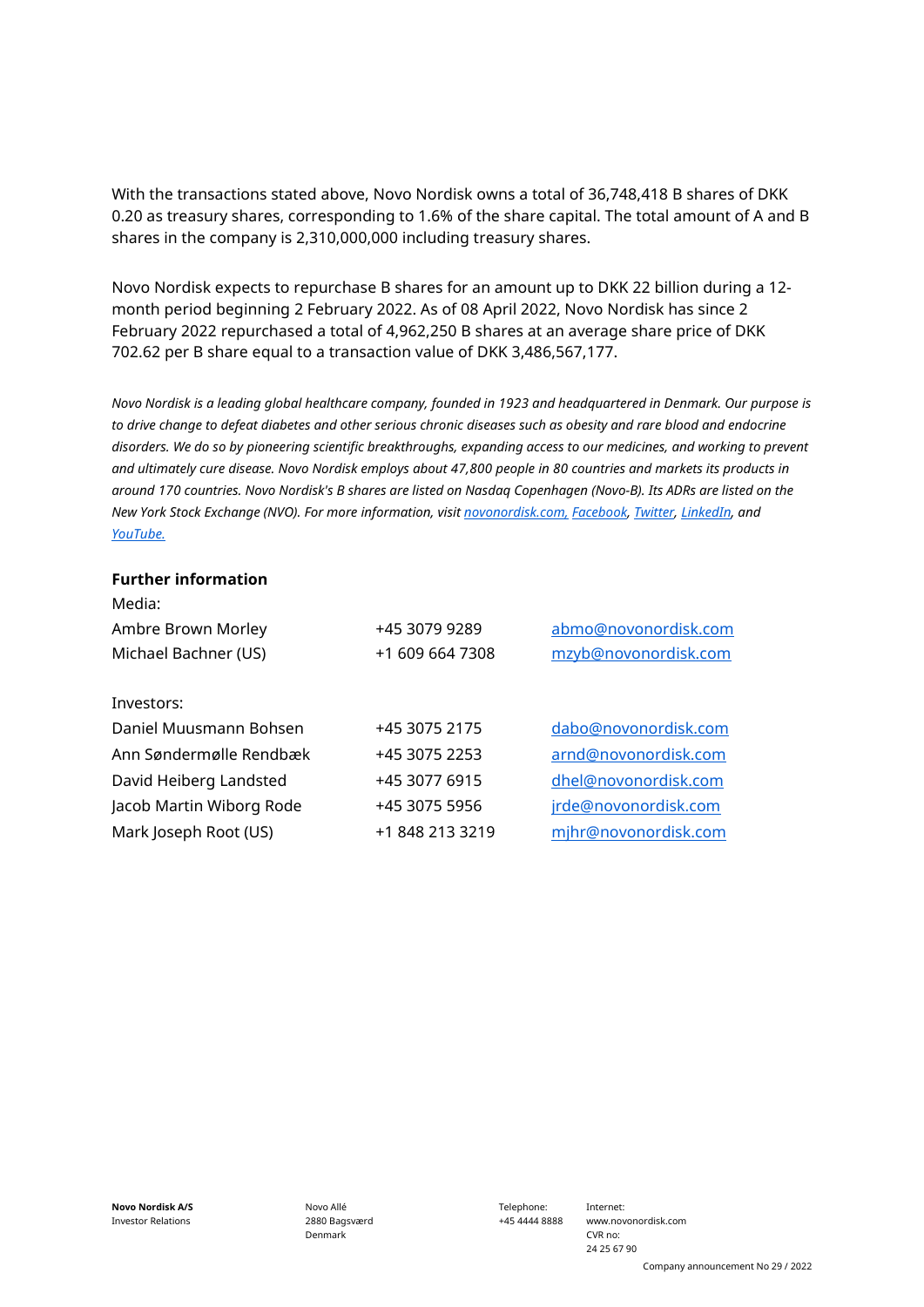With the transactions stated above, Novo Nordisk owns a total of 36,748,418 B shares of DKK 0.20 as treasury shares, corresponding to 1.6% of the share capital. The total amount of A and B shares in the company is 2,310,000,000 including treasury shares.

Novo Nordisk expects to repurchase B shares for an amount up to DKK 22 billion during a 12-month period beginning 2 February 2022. As of 08 April 2022, Novo Nordisk has since 2 February 2022 repurchased a total of 4,962,250 B shares at an average share price of DKK 702.62 per B share equal to a transaction value of DKK 3,486,567,177.

*Novo Nordisk is a leading global healthcare company, founded in 1923 and headquartered in Denmark. Our purpose is to drive change to defeat diabetes and other serious chronic diseases such as obesity and rare blood and endocrine disorders. We do so by pioneering scientific breakthroughs, expanding access to our medicines, and working to prevent and ultimately cure disease. Novo Nordisk employs about 47,800 people in 80 countries and markets its products in around 170 countries. Novo Nordisk's B shares are listed on Nasdaq Copenhagen (Novo-B). Its ADRs are listed on the New York Stock Exchange (NVO). For more information, visit novonordisk.com, Facebook, Twitter, LinkedIn, and YouTube.*

**Further information**

Media:

| | | |
|---|---|---|
| Ambre Brown Morley | +45 3079 9289 | abmo@novonordisk.com |
| Michael Bachner (US) | +1 609 664 7308 | mzyb@novonordisk.com |

Investors:

| | | |
|---|---|---|
| Daniel Muusmann Bohsen | +45 3075 2175 | dabo@novonordisk.com |
| Ann Søndermølle Rendbæk | +45 3075 2253 | arnd@novonordisk.com |
| David Heiberg Landsted | +45 3077 6915 | dhel@novonordisk.com |
| Jacob Martin Wiborg Rode | +45 3075 5956 | jrde@novonordisk.com |
| Mark Joseph Root (US) | +1 848 213 3219 | mjhr@novonordisk.com |

**Novo Nordisk A/S**
Investor Relations

Novo Allé
2880 Bagsværd
Denmark

Telephone:
+45 4444 8888

Internet:
www.novonordisk.com
CVR no:
24 25 67 90

Company announcement No 29 / 2022